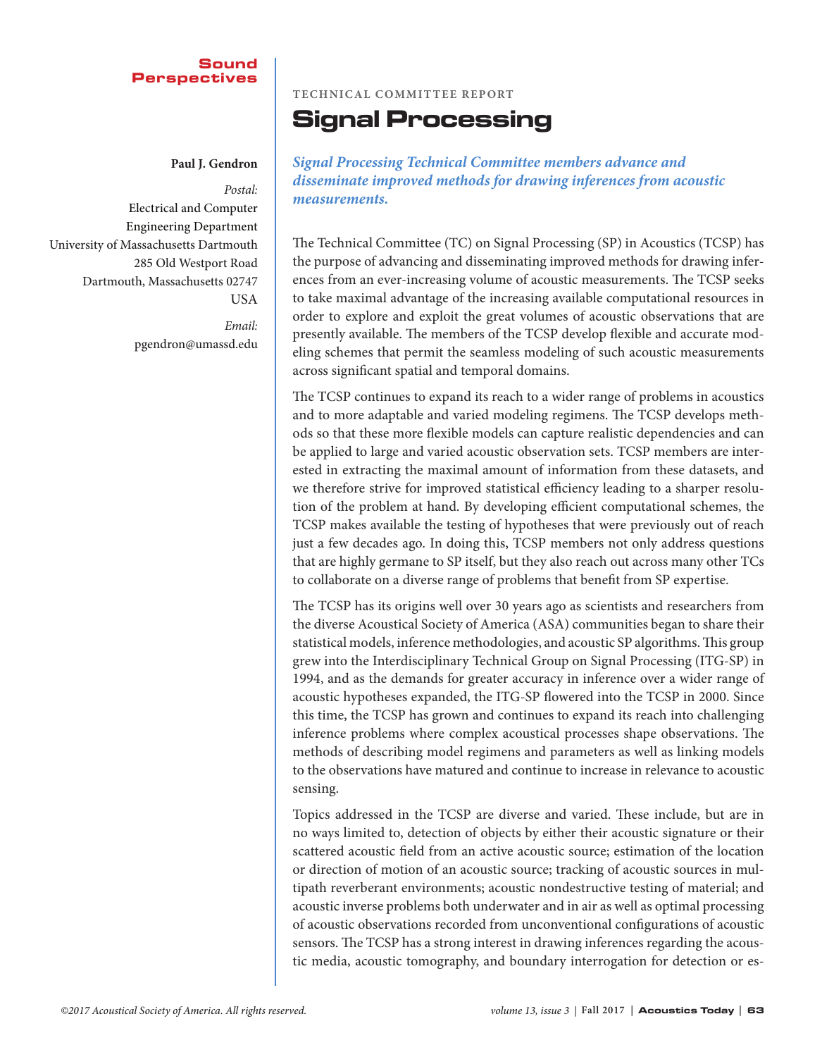Sound Perspectives

TECHNICAL COMMITTEE REPORT

# Signal Processing

**Paul J. Gendron**

*Postal:*
Electrical and Computer Engineering Department
University of Massachusetts Dartmouth
285 Old Westport Road
Dartmouth, Massachusetts 02747
USA

*Email:*
pgendron@umassd.edu

***Signal Processing Technical Committee members advance and disseminate improved methods for drawing inferences from acoustic measurements.***

The Technical Committee (TC) on Signal Processing (SP) in Acoustics (TCSP) has the purpose of advancing and disseminating improved methods for drawing inferences from an ever-increasing volume of acoustic measurements. The TCSP seeks to take maximal advantage of the increasing available computational resources in order to explore and exploit the great volumes of acoustic observations that are presently available. The members of the TCSP develop flexible and accurate modeling schemes that permit the seamless modeling of such acoustic measurements across significant spatial and temporal domains.

The TCSP continues to expand its reach to a wider range of problems in acoustics and to more adaptable and varied modeling regimens. The TCSP develops methods so that these more flexible models can capture realistic dependencies and can be applied to large and varied acoustic observation sets. TCSP members are interested in extracting the maximal amount of information from these datasets, and we therefore strive for improved statistical efficiency leading to a sharper resolution of the problem at hand. By developing efficient computational schemes, the TCSP makes available the testing of hypotheses that were previously out of reach just a few decades ago. In doing this, TCSP members not only address questions that are highly germane to SP itself, but they also reach out across many other TCs to collaborate on a diverse range of problems that benefit from SP expertise.

The TCSP has its origins well over 30 years ago as scientists and researchers from the diverse Acoustical Society of America (ASA) communities began to share their statistical models, inference methodologies, and acoustic SP algorithms. This group grew into the Interdisciplinary Technical Group on Signal Processing (ITG-SP) in 1994, and as the demands for greater accuracy in inference over a wider range of acoustic hypotheses expanded, the ITG-SP flowered into the TCSP in 2000. Since this time, the TCSP has grown and continues to expand its reach into challenging inference problems where complex acoustical processes shape observations. The methods of describing model regimens and parameters as well as linking models to the observations have matured and continue to increase in relevance to acoustic sensing.

Topics addressed in the TCSP are diverse and varied. These include, but are in no ways limited to, detection of objects by either their acoustic signature or their scattered acoustic field from an active acoustic source; estimation of the location or direction of motion of an acoustic source; tracking of acoustic sources in multipath reverberant environments; acoustic nondestructive testing of material; and acoustic inverse problems both underwater and in air as well as optimal processing of acoustic observations recorded from unconventional configurations of acoustic sensors. The TCSP has a strong interest in drawing inferences regarding the acoustic media, acoustic tomography, and boundary interrogation for detection or es-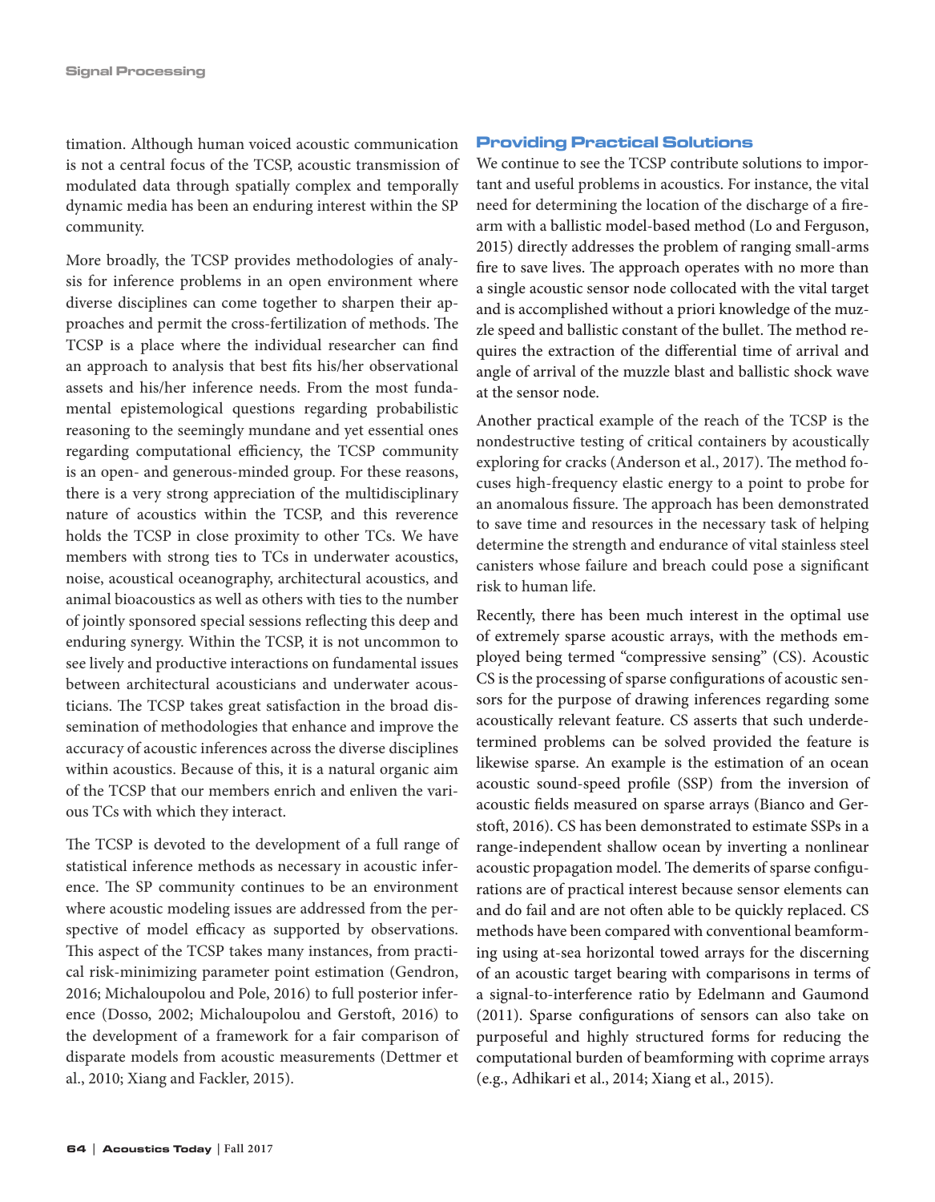timation. Although human voiced acoustic communication is not a central focus of the TCSP, acoustic transmission of modulated data through spatially complex and temporally dynamic media has been an enduring interest within the SP community.

More broadly, the TCSP provides methodologies of analysis for inference problems in an open environment where diverse disciplines can come together to sharpen their approaches and permit the cross-fertilization of methods. The TCSP is a place where the individual researcher can find an approach to analysis that best fits his/her observational assets and his/her inference needs. From the most fundamental epistemological questions regarding probabilistic reasoning to the seemingly mundane and yet essential ones regarding computational efficiency, the TCSP community is an open- and generous-minded group. For these reasons, there is a very strong appreciation of the multidisciplinary nature of acoustics within the TCSP, and this reverence holds the TCSP in close proximity to other TCs. We have members with strong ties to TCs in underwater acoustics, noise, acoustical oceanography, architectural acoustics, and animal bioacoustics as well as others with ties to the number of jointly sponsored special sessions reflecting this deep and enduring synergy. Within the TCSP, it is not uncommon to see lively and productive interactions on fundamental issues between architectural acousticians and underwater acousticians. The TCSP takes great satisfaction in the broad dissemination of methodologies that enhance and improve the accuracy of acoustic inferences across the diverse disciplines within acoustics. Because of this, it is a natural organic aim of the TCSP that our members enrich and enliven the various TCs with which they interact.

The TCSP is devoted to the development of a full range of statistical inference methods as necessary in acoustic inference. The SP community continues to be an environment where acoustic modeling issues are addressed from the perspective of model efficacy as supported by observations. This aspect of the TCSP takes many instances, from practical risk-minimizing parameter point estimation (Gendron, 2016; Michaloupolou and Pole, 2016) to full posterior inference (Dosso, 2002; Michaloupolou and Gerstoft, 2016) to the development of a framework for a fair comparison of disparate models from acoustic measurements (Dettmer et al., 2010; Xiang and Fackler, 2015).

## Providing Practical Solutions

We continue to see the TCSP contribute solutions to important and useful problems in acoustics. For instance, the vital need for determining the location of the discharge of a firearm with a ballistic model-based method (Lo and Ferguson, 2015) directly addresses the problem of ranging small-arms fire to save lives. The approach operates with no more than a single acoustic sensor node collocated with the vital target and is accomplished without a priori knowledge of the muzzle speed and ballistic constant of the bullet. The method requires the extraction of the differential time of arrival and angle of arrival of the muzzle blast and ballistic shock wave at the sensor node.

Another practical example of the reach of the TCSP is the nondestructive testing of critical containers by acoustically exploring for cracks (Anderson et al., 2017). The method focuses high-frequency elastic energy to a point to probe for an anomalous fissure. The approach has been demonstrated to save time and resources in the necessary task of helping determine the strength and endurance of vital stainless steel canisters whose failure and breach could pose a significant risk to human life.

Recently, there has been much interest in the optimal use of extremely sparse acoustic arrays, with the methods employed being termed "compressive sensing" (CS). Acoustic CS is the processing of sparse configurations of acoustic sensors for the purpose of drawing inferences regarding some acoustically relevant feature. CS asserts that such underdetermined problems can be solved provided the feature is likewise sparse. An example is the estimation of an ocean acoustic sound-speed profile (SSP) from the inversion of acoustic fields measured on sparse arrays (Bianco and Gerstoft, 2016). CS has been demonstrated to estimate SSPs in a range-independent shallow ocean by inverting a nonlinear acoustic propagation model. The demerits of sparse configurations are of practical interest because sensor elements can and do fail and are not often able to be quickly replaced. CS methods have been compared with conventional beamforming using at-sea horizontal towed arrays for the discerning of an acoustic target bearing with comparisons in terms of a signal-to-interference ratio by Edelmann and Gaumond (2011). Sparse configurations of sensors can also take on purposeful and highly structured forms for reducing the computational burden of beamforming with coprime arrays (e.g., Adhikari et al., 2014; Xiang et al., 2015).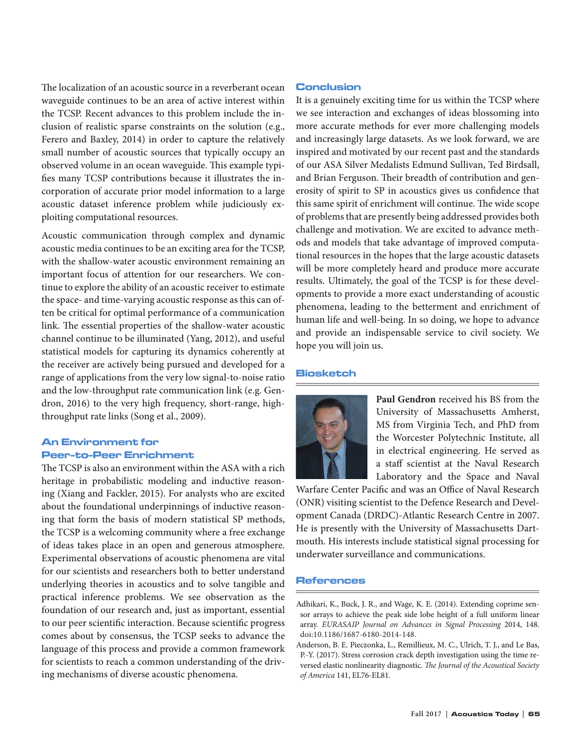The localization of an acoustic source in a reverberant ocean waveguide continues to be an area of active interest within the TCSP. Recent advances to this problem include the inclusion of realistic sparse constraints on the solution (e.g., Ferero and Baxley, 2014) in order to capture the relatively small number of acoustic sources that typically occupy an observed volume in an ocean waveguide. This example typifies many TCSP contributions because it illustrates the incorporation of accurate prior model information to a large acoustic dataset inference problem while judiciously exploiting computational resources.

Acoustic communication through complex and dynamic acoustic media continues to be an exciting area for the TCSP, with the shallow-water acoustic environment remaining an important focus of attention for our researchers. We continue to explore the ability of an acoustic receiver to estimate the space- and time-varying acoustic response as this can often be critical for optimal performance of a communication link. The essential properties of the shallow-water acoustic channel continue to be illuminated (Yang, 2012), and useful statistical models for capturing its dynamics coherently at the receiver are actively being pursued and developed for a range of applications from the very low signal-to-noise ratio and the low-throughput rate communication link (e.g. Gendron, 2016) to the very high frequency, short-range, high-throughput rate links (Song et al., 2009).

## An Environment for Peer-to-Peer Enrichment

The TCSP is also an environment within the ASA with a rich heritage in probabilistic modeling and inductive reasoning (Xiang and Fackler, 2015). For analysts who are excited about the foundational underpinnings of inductive reasoning that form the basis of modern statistical SP methods, the TCSP is a welcoming community where a free exchange of ideas takes place in an open and generous atmosphere. Experimental observations of acoustic phenomena are vital for our scientists and researchers both to better understand underlying theories in acoustics and to solve tangible and practical inference problems. We see observation as the foundation of our research and, just as important, essential to our peer scientific interaction. Because scientific progress comes about by consensus, the TCSP seeks to advance the language of this process and provide a common framework for scientists to reach a common understanding of the driving mechanisms of diverse acoustic phenomena.

## Conclusion

It is a genuinely exciting time for us within the TCSP where we see interaction and exchanges of ideas blossoming into more accurate methods for ever more challenging models and increasingly large datasets. As we look forward, we are inspired and motivated by our recent past and the standards of our ASA Silver Medalists Edmund Sullivan, Ted Birdsall, and Brian Ferguson. Their breadth of contribution and generosity of spirit to SP in acoustics gives us confidence that this same spirit of enrichment will continue. The wide scope of problems that are presently being addressed provides both challenge and motivation. We are excited to advance methods and models that take advantage of improved computational resources in the hopes that the large acoustic datasets will be more completely heard and produce more accurate results. Ultimately, the goal of the TCSP is for these developments to provide a more exact understanding of acoustic phenomena, leading to the betterment and enrichment of human life and well-being. In so doing, we hope to advance and provide an indispensable service to civil society. We hope you will join us.

## Biosketch

**Paul Gendron** received his BS from the University of Massachusetts Amherst, MS from Virginia Tech, and PhD from the Worcester Polytechnic Institute, all in electrical engineering. He served as a staff scientist at the Naval Research Laboratory and the Space and Naval Warfare Center Pacific and was an Office of Naval Research (ONR) visiting scientist to the Defence Research and Development Canada (DRDC)-Atlantic Research Centre in 2007. He is presently with the University of Massachusetts Dartmouth. His interests include statistical signal processing for underwater surveillance and communications.

## References

Adhikari, K., Buck, J. R., and Wage, K. E. (2014). Extending coprime sensor arrays to achieve the peak side lobe height of a full uniform linear array. *EURASAIP Journal on Advances in Signal Processing* 2014, 148. doi:10.1186/1687-6180-2014-148.

Anderson, B. E. Pieczonka, L., Remillieux, M. C., Ulrich, T. J., and Le Bas, P.-Y. (2017). Stress corrosion crack depth investigation using the time reversed elastic nonlinearity diagnostic. *The Journal of the Acoustical Society of America* 141, EL76-EL81.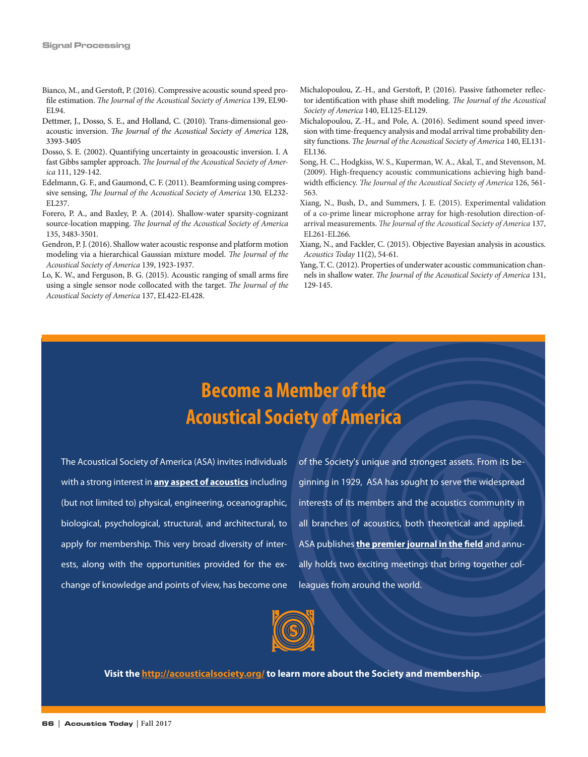Bianco, M., and Gerstoft, P. (2016). Compressive acoustic sound speed profile estimation. *The Journal of the Acoustical Society of America* 139, EL90-EL94.

Dettmer, J., Dosso, S. E., and Holland, C. (2010). Trans-dimensional geoacoustic inversion. *The Journal of the Acoustical Society of America* 128, 3393-3405

Dosso, S. E. (2002). Quantifying uncertainty in geoacoustic inversion. I. A fast Gibbs sampler approach. *The Journal of the Acoustical Society of America* 111, 129-142.

Edelmann, G. F., and Gaumond, C. F. (2011). Beamforming using compressive sensing, *The Journal of the Acoustical Society of America* 130, EL232-EL237.

Forero, P. A., and Baxley, P. A. (2014). Shallow-water sparsity-cognizant source-location mapping. *The Journal of the Acoustical Society of America* 135, 3483-3501.

Gendron, P. J. (2016). Shallow water acoustic response and platform motion modeling via a hierarchical Gaussian mixture model. *The Journal of the Acoustical Society of America* 139, 1923-1937.

Lo, K. W., and Ferguson, B. G. (2015). Acoustic ranging of small arms fire using a single sensor node collocated with the target. *The Journal of the Acoustical Society of America* 137, EL422-EL428.

Michalopoulou, Z.-H., and Gerstoft, P. (2016). Passive fathometer reflector identification with phase shift modeling. *The Journal of the Acoustical Society of America* 140, EL125-EL129.

Michalopoulou, Z.-H., and Pole, A. (2016). Sediment sound speed inversion with time-frequency analysis and modal arrival time probability density functions. *The Journal of the Acoustical Society of America* 140, EL131-EL136.

Song, H. C., Hodgkiss, W. S., Kuperman, W. A., Akal, T., and Stevenson, M. (2009). High-frequency acoustic communications achieving high bandwidth efficiency. *The Journal of the Acoustical Society of America* 126, 561-563.

Xiang, N., Bush, D., and Summers, J. E. (2015). Experimental validation of a co-prime linear microphone array for high-resolution direction-of-arrival measurements. *The Journal of the Acoustical Society of America* 137, EL261-EL266.

Xiang, N., and Fackler, C. (2015). Objective Bayesian analysis in acoustics. *Acoustics Today* 11(2), 54-61.

Yang, T. C. (2012). Properties of underwater acoustic communication channels in shallow water. *The Journal of the Acoustical Society of America* 131, 129-145.

# Become a Member of the Acoustical Society of America

The Acoustical Society of America (ASA) invites individuals with a strong interest in **any aspect of acoustics** including (but not limited to) physical, engineering, oceanographic, biological, psychological, structural, and architectural, to apply for membership. This very broad diversity of interests, along with the opportunities provided for the exchange of knowledge and points of view, has become one of the Society's unique and strongest assets. From its beginning in 1929, ASA has sought to serve the widespread interests of its members and the acoustics community in all branches of acoustics, both theoretical and applied. ASA publishes **the premier journal in the field** and annually holds two exciting meetings that bring together colleagues from around the world.

**Visit the http://acousticalsociety.org/ to learn more about the Society and membership**.